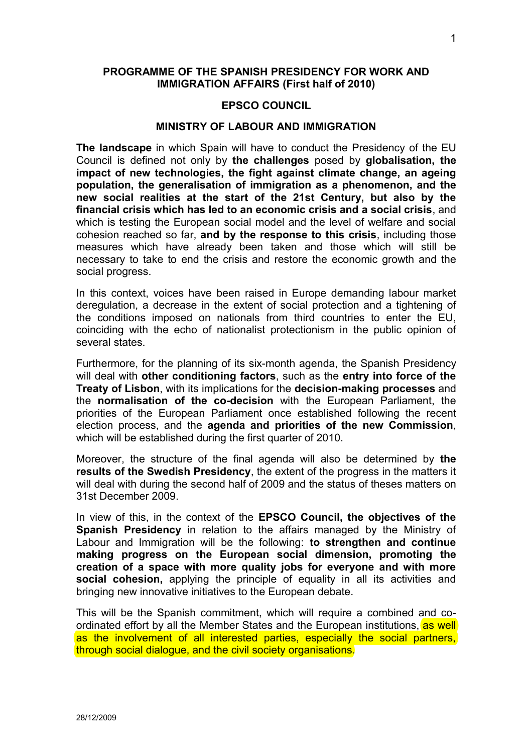**PROGRAMME OF THE SPANISH PRESIDENCY FOR WORK AND IMMIGRATION AFFAIRS (First half of 2010)**

**EPSCO COUNCIL**

**MINISTRY OF LABOUR AND IMMIGRATION**

**The landscape** in which Spain will have to conduct the Presidency of the EU Council is defined not only by **the challenges** posed by **globalisation, the impact of new technologies, the fight against climate change, an ageing population, the generalisation of immigration as a phenomenon, and the new social realities at the start of the 21st Century, but also by the financial crisis which has led to an economic crisis and a social crisis**, and which is testing the European social model and the level of welfare and social cohesion reached so far, **and by the response to this crisis**, including those measures which have already been taken and those which will still be necessary to take to end the crisis and restore the economic growth and the social progress.

In this context, voices have been raised in Europe demanding labour market deregulation, a decrease in the extent of social protection and a tightening of the conditions imposed on nationals from third countries to enter the EU, coinciding with the echo of nationalist protectionism in the public opinion of several states.

Furthermore, for the planning of its six-month agenda, the Spanish Presidency will deal with **other conditioning factors**, such as the **entry into force of the Treaty of Lisbon**, with its implications for the **decision-making processes** and the **normalisation of the co-decision** with the European Parliament, the priorities of the European Parliament once established following the recent election process, and the **agenda and priorities of the new Commission**, which will be established during the first quarter of 2010.

Moreover, the structure of the final agenda will also be determined by **the results of the Swedish Presidency**, the extent of the progress in the matters it will deal with during the second half of 2009 and the status of theses matters on 31st December 2009.

In view of this, in the context of the **EPSCO Council, the objectives of the Spanish Presidency** in relation to the affairs managed by the Ministry of Labour and Immigration will be the following: **to strengthen and continue making progress on the European social dimension, promoting the creation of a space with more quality jobs for everyone and with more social cohesion,** applying the principle of equality in all its activities and bringing new innovative initiatives to the European debate.

This will be the Spanish commitment, which will require a combined and co-ordinated effort by all the Member States and the European institutions, as well as the involvement of all interested parties, especially the social partners, through social dialogue, and the civil society organisations.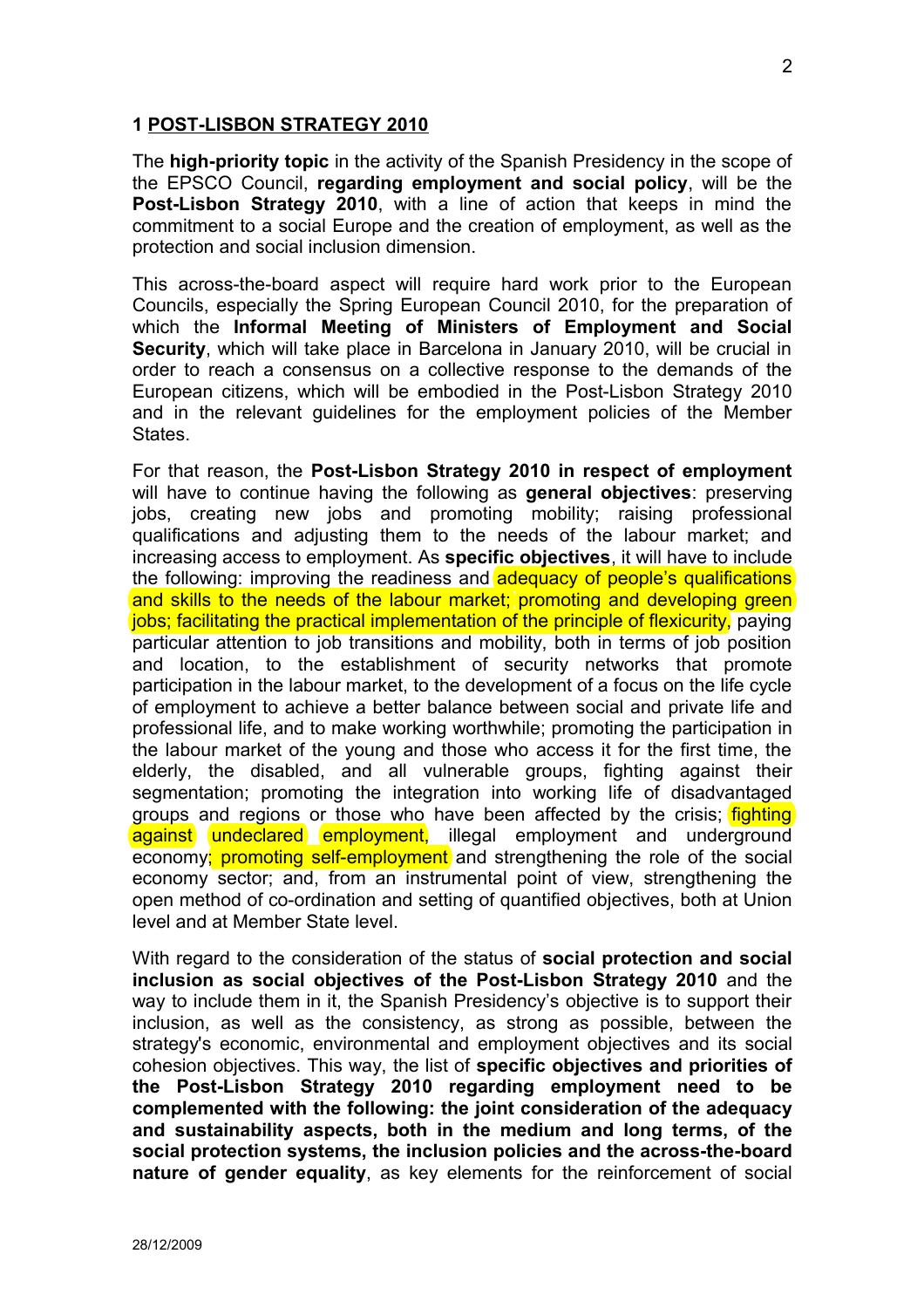## 1 POST-LISBON STRATEGY 2010

The **high-priority topic** in the activity of the Spanish Presidency in the scope of the EPSCO Council, **regarding employment and social policy**, will be the **Post-Lisbon Strategy 2010**, with a line of action that keeps in mind the commitment to a social Europe and the creation of employment, as well as the protection and social inclusion dimension.

This across-the-board aspect will require hard work prior to the European Councils, especially the Spring European Council 2010, for the preparation of which the **Informal Meeting of Ministers of Employment and Social Security**, which will take place in Barcelona in January 2010, will be crucial in order to reach a consensus on a collective response to the demands of the European citizens, which will be embodied in the Post-Lisbon Strategy 2010 and in the relevant guidelines for the employment policies of the Member States.

For that reason, the **Post-Lisbon Strategy 2010 in respect of employment** will have to continue having the following as **general objectives**: preserving jobs, creating new jobs and promoting mobility; raising professional qualifications and adjusting them to the needs of the labour market; and increasing access to employment. As **specific objectives**, it will have to include the following: improving the readiness and adequacy of people's qualifications and skills to the needs of the labour market; promoting and developing green jobs; facilitating the practical implementation of the principle of flexicurity, paying particular attention to job transitions and mobility, both in terms of job position and location, to the establishment of security networks that promote participation in the labour market, to the development of a focus on the life cycle of employment to achieve a better balance between social and private life and professional life, and to make working worthwhile; promoting the participation in the labour market of the young and those who access it for the first time, the elderly, the disabled, and all vulnerable groups, fighting against their segmentation; promoting the integration into working life of disadvantaged groups and regions or those who have been affected by the crisis; fighting against undeclared employment, illegal employment and underground economy; promoting self-employment and strengthening the role of the social economy sector; and, from an instrumental point of view, strengthening the open method of co-ordination and setting of quantified objectives, both at Union level and at Member State level.

With regard to the consideration of the status of **social protection and social inclusion as social objectives of the Post-Lisbon Strategy 2010** and the way to include them in it, the Spanish Presidency's objective is to support their inclusion, as well as the consistency, as strong as possible, between the strategy's economic, environmental and employment objectives and its social cohesion objectives. This way, the list of **specific objectives and priorities of the Post-Lisbon Strategy 2010 regarding employment need to be complemented with the following: the joint consideration of the adequacy and sustainability aspects, both in the medium and long terms, of the social protection systems, the inclusion policies and the across-the-board nature of gender equality**, as key elements for the reinforcement of social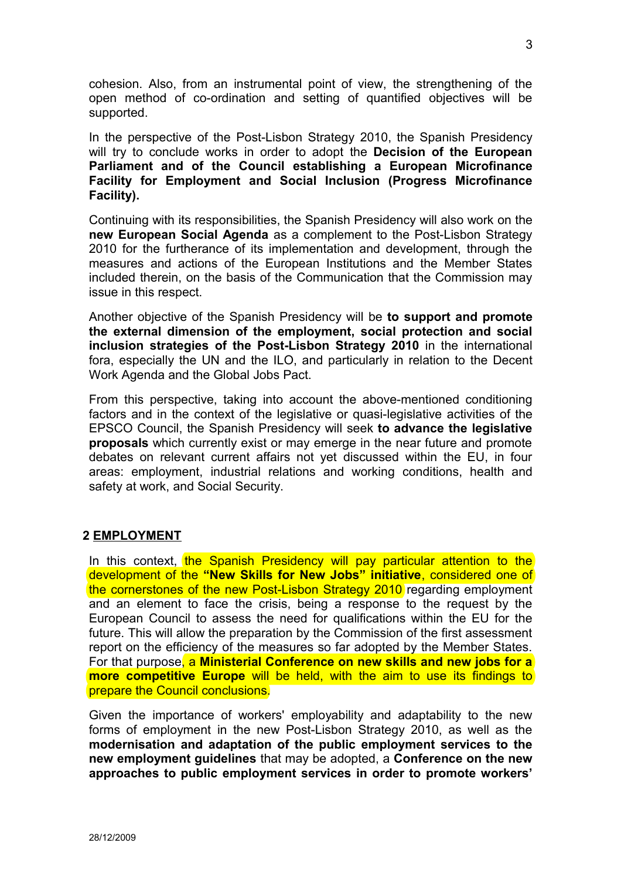cohesion. Also, from an instrumental point of view, the strengthening of the open method of co-ordination and setting of quantified objectives will be supported.

In the perspective of the Post-Lisbon Strategy 2010, the Spanish Presidency will try to conclude works in order to adopt the **Decision of the European Parliament and of the Council establishing a European Microfinance Facility for Employment and Social Inclusion (Progress Microfinance Facility).**

Continuing with its responsibilities, the Spanish Presidency will also work on the **new European Social Agenda** as a complement to the Post-Lisbon Strategy 2010 for the furtherance of its implementation and development, through the measures and actions of the European Institutions and the Member States included therein, on the basis of the Communication that the Commission may issue in this respect.

Another objective of the Spanish Presidency will be **to support and promote the external dimension of the employment, social protection and social inclusion strategies of the Post-Lisbon Strategy 2010** in the international fora, especially the UN and the ILO, and particularly in relation to the Decent Work Agenda and the Global Jobs Pact.

From this perspective, taking into account the above-mentioned conditioning factors and in the context of the legislative or quasi-legislative activities of the EPSCO Council, the Spanish Presidency will seek **to advance the legislative proposals** which currently exist or may emerge in the near future and promote debates on relevant current affairs not yet discussed within the EU, in four areas: employment, industrial relations and working conditions, health and safety at work, and Social Security.

## 2 EMPLOYMENT

In this context, the Spanish Presidency will pay particular attention to the development of the **"New Skills for New Jobs" initiative**, considered one of the cornerstones of the new Post-Lisbon Strategy 2010 regarding employment and an element to face the crisis, being a response to the request by the European Council to assess the need for qualifications within the EU for the future. This will allow the preparation by the Commission of the first assessment report on the efficiency of the measures so far adopted by the Member States. For that purpose, a **Ministerial Conference on new skills and new jobs for a more competitive Europe** will be held, with the aim to use its findings to prepare the Council conclusions.

Given the importance of workers' employability and adaptability to the new forms of employment in the new Post-Lisbon Strategy 2010, as well as the **modernisation and adaptation of the public employment services to the new employment guidelines** that may be adopted, a **Conference on the new approaches to public employment services in order to promote workers'**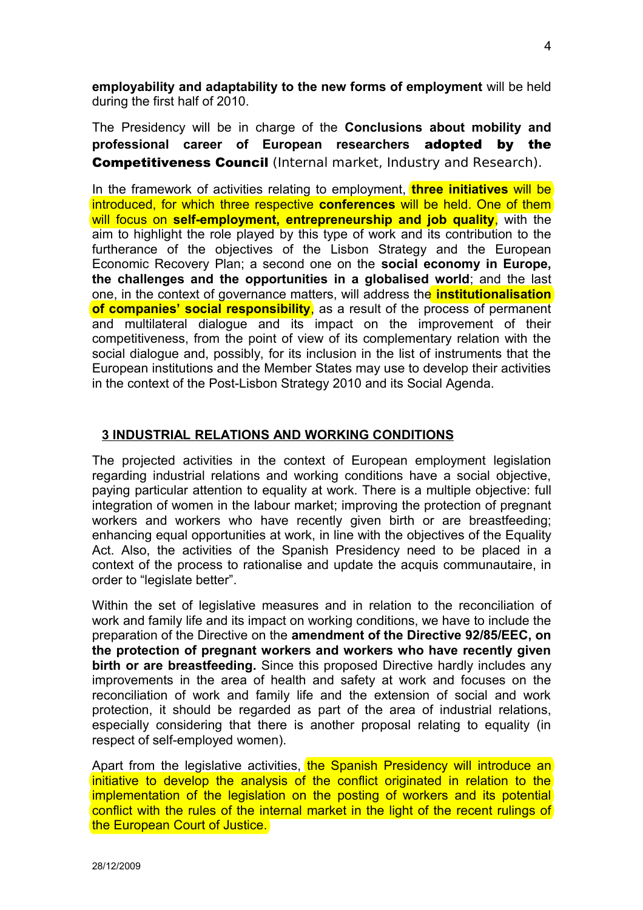**employability and adaptability to the new forms of employment** will be held during the first half of 2010.

The Presidency will be in charge of the **Conclusions about mobility and professional career of European researchers adopted by the Competitiveness Council** (Internal market, Industry and Research).

In the framework of activities relating to employment, **three initiatives** will be introduced, for which three respective **conferences** will be held. One of them will focus on **self-employment, entrepreneurship and job quality**, with the aim to highlight the role played by this type of work and its contribution to the furtherance of the objectives of the Lisbon Strategy and the European Economic Recovery Plan; a second one on the **social economy in Europe, the challenges and the opportunities in a globalised world**; and the last one, in the context of governance matters, will address the **institutionalisation of companies' social responsibility**, as a result of the process of permanent and multilateral dialogue and its impact on the improvement of their competitiveness, from the point of view of its complementary relation with the social dialogue and, possibly, for its inclusion in the list of instruments that the European institutions and the Member States may use to develop their activities in the context of the Post-Lisbon Strategy 2010 and its Social Agenda.

## 3 INDUSTRIAL RELATIONS AND WORKING CONDITIONS

The projected activities in the context of European employment legislation regarding industrial relations and working conditions have a social objective, paying particular attention to equality at work. There is a multiple objective: full integration of women in the labour market; improving the protection of pregnant workers and workers who have recently given birth or are breastfeeding; enhancing equal opportunities at work, in line with the objectives of the Equality Act. Also, the activities of the Spanish Presidency need to be placed in a context of the process to rationalise and update the acquis communautaire, in order to "legislate better".

Within the set of legislative measures and in relation to the reconciliation of work and family life and its impact on working conditions, we have to include the preparation of the Directive on the **amendment of the Directive 92/85/EEC, on the protection of pregnant workers and workers who have recently given birth or are breastfeeding.** Since this proposed Directive hardly includes any improvements in the area of health and safety at work and focuses on the reconciliation of work and family life and the extension of social and work protection, it should be regarded as part of the area of industrial relations, especially considering that there is another proposal relating to equality (in respect of self-employed women).

Apart from the legislative activities, the Spanish Presidency will introduce an initiative to develop the analysis of the conflict originated in relation to the implementation of the legislation on the posting of workers and its potential conflict with the rules of the internal market in the light of the recent rulings of the European Court of Justice.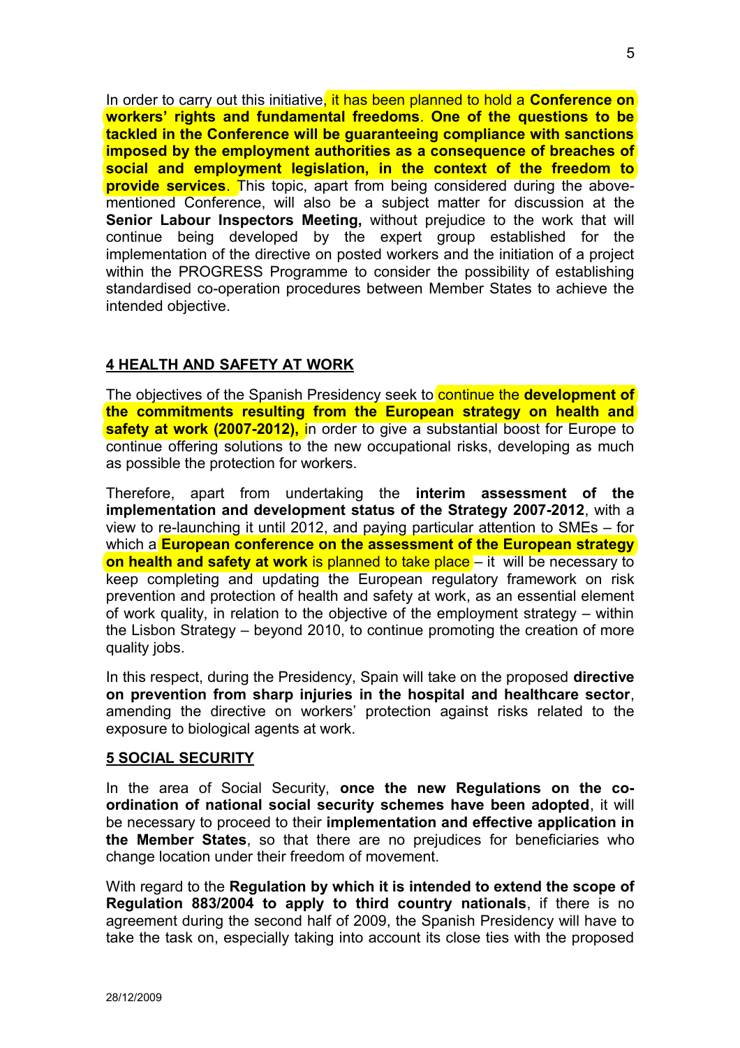In order to carry out this initiative, it has been planned to hold a **Conference on workers' rights and fundamental freedoms**. **One of the questions to be tackled in the Conference will be guaranteeing compliance with sanctions imposed by the employment authorities as a consequence of breaches of social and employment legislation, in the context of the freedom to provide services**. This topic, apart from being considered during the above-mentioned Conference, will also be a subject matter for discussion at the **Senior Labour Inspectors Meeting,** without prejudice to the work that will continue being developed by the expert group established for the implementation of the directive on posted workers and the initiation of a project within the PROGRESS Programme to consider the possibility of establishing standardised co-operation procedures between Member States to achieve the intended objective.

## 4 HEALTH AND SAFETY AT WORK

The objectives of the Spanish Presidency seek to continue the **development of the commitments resulting from the European strategy on health and safety at work (2007-2012),** in order to give a substantial boost for Europe to continue offering solutions to the new occupational risks, developing as much as possible the protection for workers.

Therefore, apart from undertaking the **interim assessment of the implementation and development status of the Strategy 2007-2012**, with a view to re-launching it until 2012, and paying particular attention to SMEs – for which a **European conference on the assessment of the European strategy on health and safety at work** is planned to take place – it will be necessary to keep completing and updating the European regulatory framework on risk prevention and protection of health and safety at work, as an essential element of work quality, in relation to the objective of the employment strategy – within the Lisbon Strategy – beyond 2010, to continue promoting the creation of more quality jobs.

In this respect, during the Presidency, Spain will take on the proposed **directive on prevention from sharp injuries in the hospital and healthcare sector**, amending the directive on workers' protection against risks related to the exposure to biological agents at work.

## 5 SOCIAL SECURITY

In the area of Social Security, **once the new Regulations on the co-ordination of national social security schemes have been adopted**, it will be necessary to proceed to their **implementation and effective application in the Member States**, so that there are no prejudices for beneficiaries who change location under their freedom of movement.

With regard to the **Regulation by which it is intended to extend the scope of Regulation 883/2004 to apply to third country nationals**, if there is no agreement during the second half of 2009, the Spanish Presidency will have to take the task on, especially taking into account its close ties with the proposed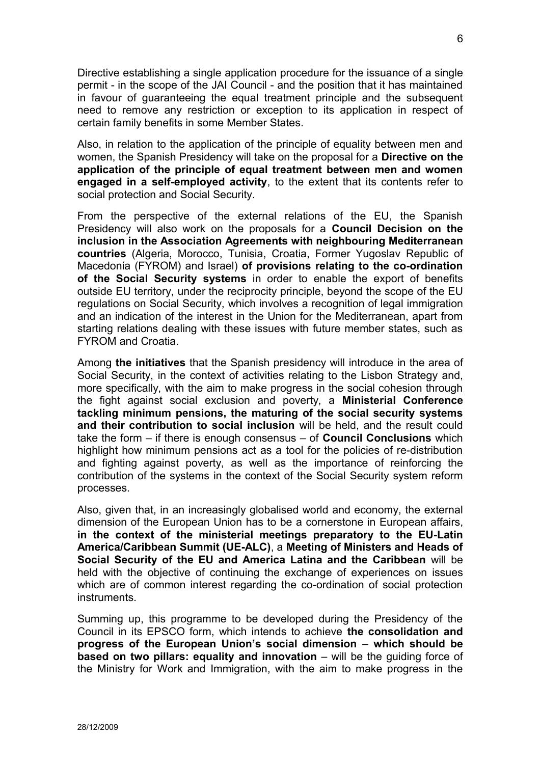Directive establishing a single application procedure for the issuance of a single permit - in the scope of the JAI Council - and the position that it has maintained in favour of guaranteeing the equal treatment principle and the subsequent need to remove any restriction or exception to its application in respect of certain family benefits in some Member States.

Also, in relation to the application of the principle of equality between men and women, the Spanish Presidency will take on the proposal for a **Directive on the application of the principle of equal treatment between men and women engaged in a self-employed activity**, to the extent that its contents refer to social protection and Social Security.

From the perspective of the external relations of the EU, the Spanish Presidency will also work on the proposals for a **Council Decision on the inclusion in the Association Agreements with neighbouring Mediterranean countries** (Algeria, Morocco, Tunisia, Croatia, Former Yugoslav Republic of Macedonia (FYROM) and Israel) **of provisions relating to the co-ordination of the Social Security systems** in order to enable the export of benefits outside EU territory, under the reciprocity principle, beyond the scope of the EU regulations on Social Security, which involves a recognition of legal immigration and an indication of the interest in the Union for the Mediterranean, apart from starting relations dealing with these issues with future member states, such as FYROM and Croatia.

Among **the initiatives** that the Spanish presidency will introduce in the area of Social Security, in the context of activities relating to the Lisbon Strategy and, more specifically, with the aim to make progress in the social cohesion through the fight against social exclusion and poverty, a **Ministerial Conference tackling minimum pensions, the maturing of the social security systems and their contribution to social inclusion** will be held, and the result could take the form – if there is enough consensus – of **Council Conclusions** which highlight how minimum pensions act as a tool for the policies of re-distribution and fighting against poverty, as well as the importance of reinforcing the contribution of the systems in the context of the Social Security system reform processes.

Also, given that, in an increasingly globalised world and economy, the external dimension of the European Union has to be a cornerstone in European affairs, **in the context of the ministerial meetings preparatory to the EU-Latin America/Caribbean Summit (UE-ALC)**, a **Meeting of Ministers and Heads of Social Security of the EU and America Latina and the Caribbean** will be held with the objective of continuing the exchange of experiences on issues which are of common interest regarding the co-ordination of social protection instruments.

Summing up, this programme to be developed during the Presidency of the Council in its EPSCO form, which intends to achieve **the consolidation and progress of the European Union's social dimension** – **which should be based on two pillars: equality and innovation** – will be the guiding force of the Ministry for Work and Immigration, with the aim to make progress in the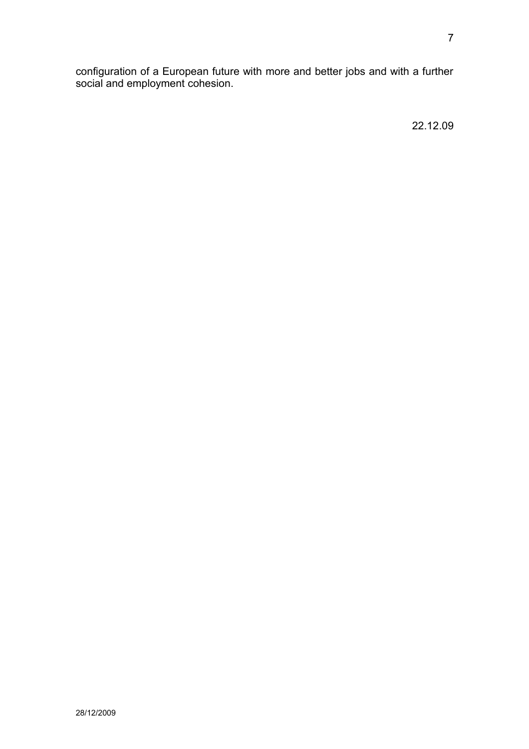configuration of a European future with more and better jobs and with a further social and employment cohesion.

22.12.09